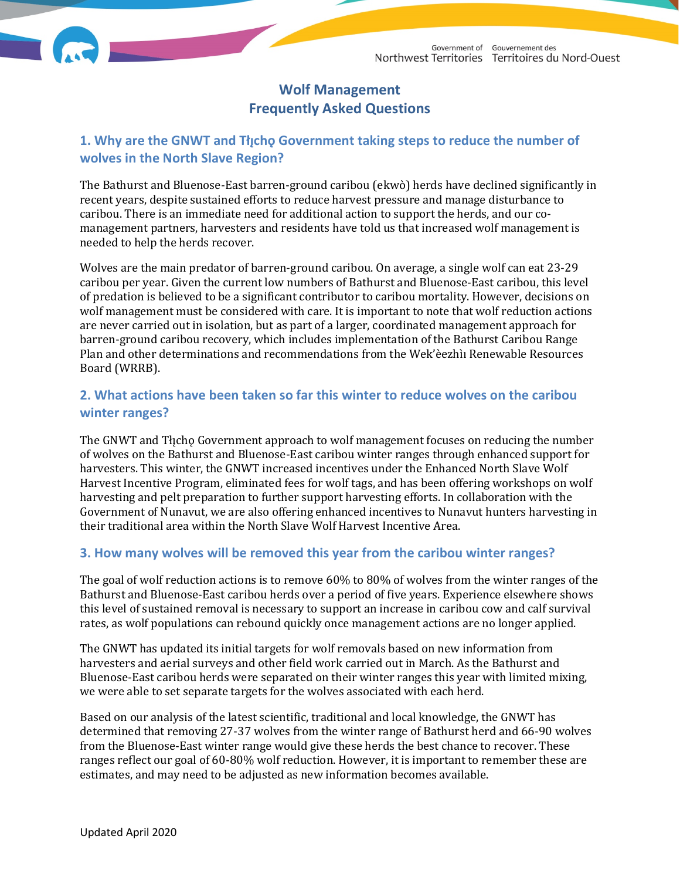# Wolf Management
# Frequently Asked Questions

## 1. Why are the GNWT and Tłı̨chǫ Government taking steps to reduce the number of wolves in the North Slave Region?

The Bathurst and Bluenose-East barren-ground caribou (ekwǫ̀) herds have declined significantly in recent years, despite sustained efforts to reduce harvest pressure and manage disturbance to caribou. There is an immediate need for additional action to support the herds, and our co-management partners, harvesters and residents have told us that increased wolf management is needed to help the herds recover.

Wolves are the main predator of barren-ground caribou. On average, a single wolf can eat 23-29 caribou per year. Given the current low numbers of Bathurst and Bluenose-East caribou, this level of predation is believed to be a significant contributor to caribou mortality. However, decisions on wolf management must be considered with care. It is important to note that wolf reduction actions are never carried out in isolation, but as part of a larger, coordinated management approach for barren-ground caribou recovery, which includes implementation of the Bathurst Caribou Range Plan and other determinations and recommendations from the Wek'èezhìı Renewable Resources Board (WRRB).

## 2. What actions have been taken so far this winter to reduce wolves on the caribou winter ranges?

The GNWT and Tłı̨chǫ Government approach to wolf management focuses on reducing the number of wolves on the Bathurst and Bluenose-East caribou winter ranges through enhanced support for harvesters. This winter, the GNWT increased incentives under the Enhanced North Slave Wolf Harvest Incentive Program, eliminated fees for wolf tags, and has been offering workshops on wolf harvesting and pelt preparation to further support harvesting efforts. In collaboration with the Government of Nunavut, we are also offering enhanced incentives to Nunavut hunters harvesting in their traditional area within the North Slave Wolf Harvest Incentive Area.

## 3. How many wolves will be removed this year from the caribou winter ranges?

The goal of wolf reduction actions is to remove 60% to 80% of wolves from the winter ranges of the Bathurst and Bluenose-East caribou herds over a period of five years. Experience elsewhere shows this level of sustained removal is necessary to support an increase in caribou cow and calf survival rates, as wolf populations can rebound quickly once management actions are no longer applied.

The GNWT has updated its initial targets for wolf removals based on new information from harvesters and aerial surveys and other field work carried out in March. As the Bathurst and Bluenose-East caribou herds were separated on their winter ranges this year with limited mixing, we were able to set separate targets for the wolves associated with each herd.

Based on our analysis of the latest scientific, traditional and local knowledge, the GNWT has determined that removing 27-37 wolves from the winter range of Bathurst herd and 66-90 wolves from the Bluenose-East winter range would give these herds the best chance to recover. These ranges reflect our goal of 60-80% wolf reduction. However, it is important to remember these are estimates, and may need to be adjusted as new information becomes available.

Updated April 2020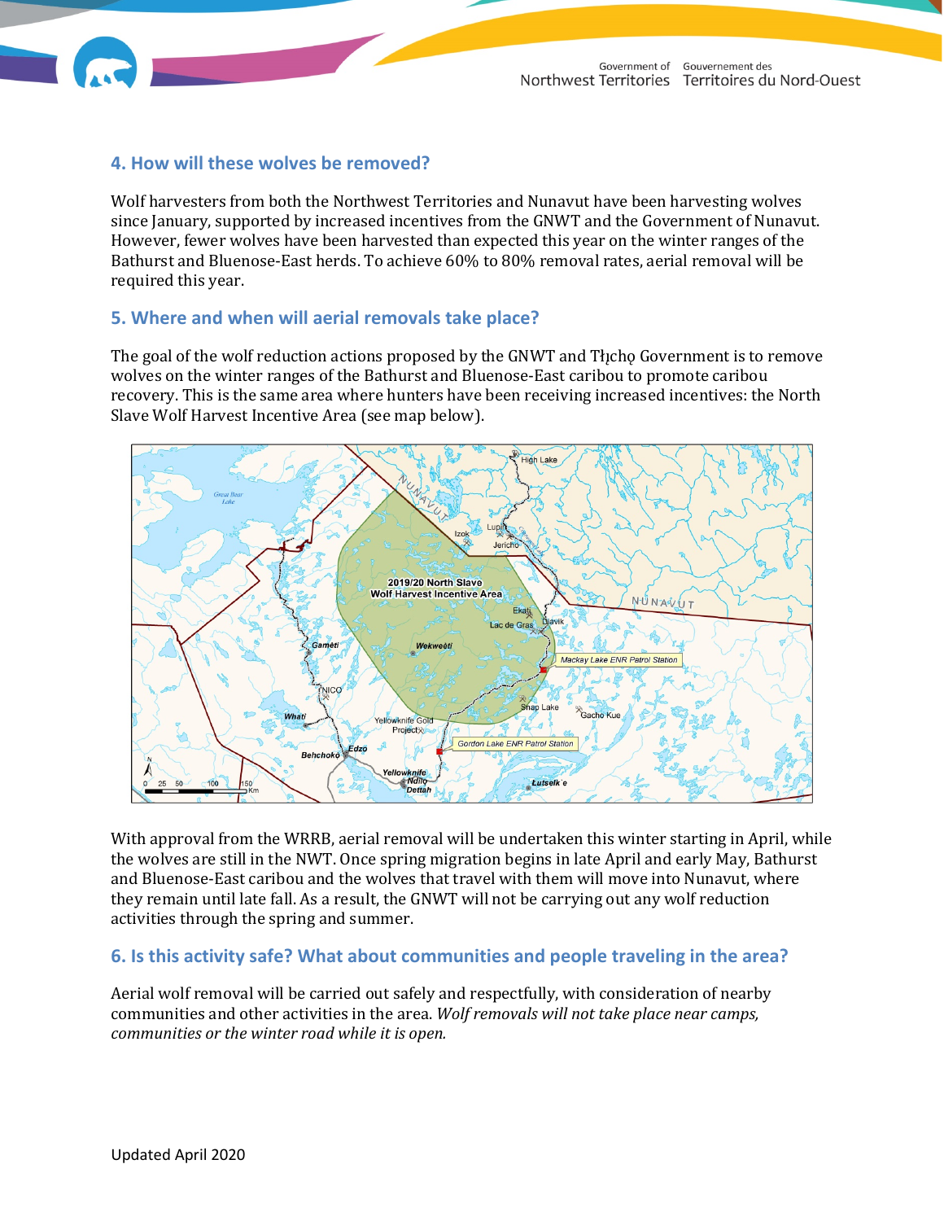## 4. How will these wolves be removed?

Wolf harvesters from both the Northwest Territories and Nunavut have been harvesting wolves since January, supported by increased incentives from the GNWT and the Government of Nunavut. However, fewer wolves have been harvested than expected this year on the winter ranges of the Bathurst and Bluenose-East herds. To achieve 60% to 80% removal rates, aerial removal will be required this year.

## 5. Where and when will aerial removals take place?

The goal of the wolf reduction actions proposed by the GNWT and Tłı̨chǫ Government is to remove wolves on the winter ranges of the Bathurst and Bluenose-East caribou to promote caribou recovery. This is the same area where hunters have been receiving increased incentives: the North Slave Wolf Harvest Incentive Area (see map below).

With approval from the WRRB, aerial removal will be undertaken this winter starting in April, while the wolves are still in the NWT. Once spring migration begins in late April and early May, Bathurst and Bluenose-East caribou and the wolves that travel with them will move into Nunavut, where they remain until late fall. As a result, the GNWT will not be carrying out any wolf reduction activities through the spring and summer.

## 6. Is this activity safe? What about communities and people traveling in the area?

Aerial wolf removal will be carried out safely and respectfully, with consideration of nearby communities and other activities in the area. *Wolf removals will not take place near camps, communities or the winter road while it is open.*

Updated April 2020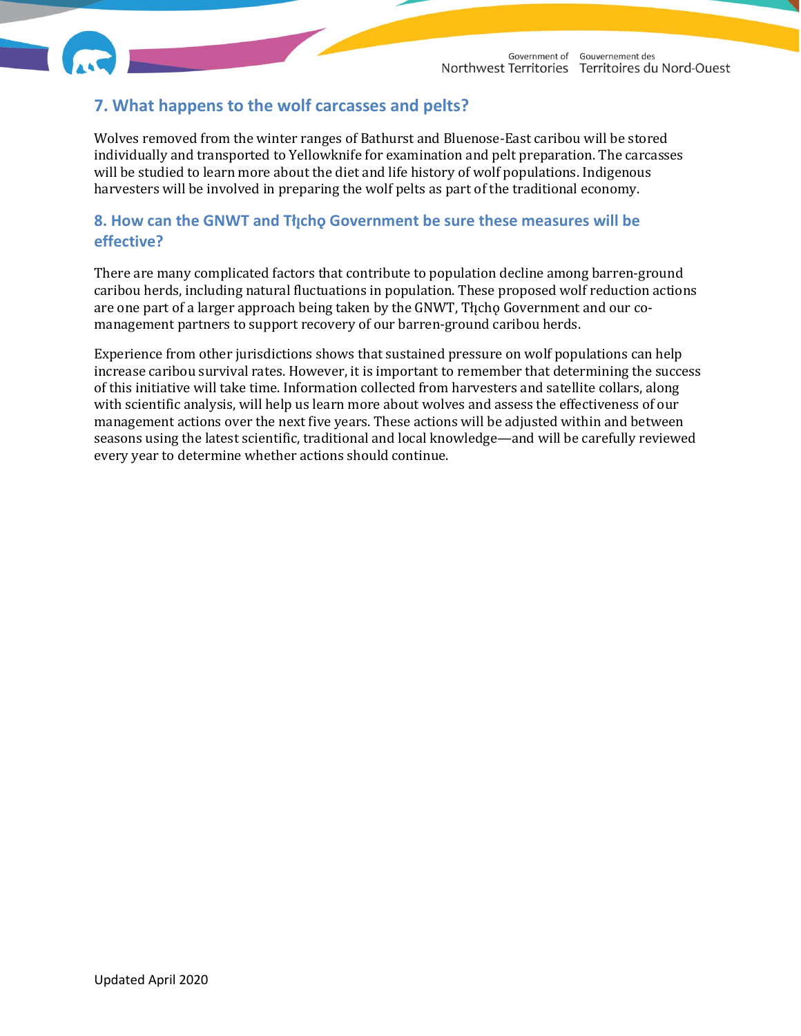## 7. What happens to the wolf carcasses and pelts?

Wolves removed from the winter ranges of Bathurst and Bluenose-East caribou will be stored individually and transported to Yellowknife for examination and pelt preparation. The carcasses will be studied to learn more about the diet and life history of wolf populations. Indigenous harvesters will be involved in preparing the wolf pelts as part of the traditional economy.

## 8. How can the GNWT and Tłı̨chǫ Government be sure these measures will be effective?

There are many complicated factors that contribute to population decline among barren-ground caribou herds, including natural fluctuations in population. These proposed wolf reduction actions are one part of a larger approach being taken by the GNWT, Tłı̨chǫ Government and our co-management partners to support recovery of our barren-ground caribou herds.

Experience from other jurisdictions shows that sustained pressure on wolf populations can help increase caribou survival rates. However, it is important to remember that determining the success of this initiative will take time. Information collected from harvesters and satellite collars, along with scientific analysis, will help us learn more about wolves and assess the effectiveness of our management actions over the next five years. These actions will be adjusted within and between seasons using the latest scientific, traditional and local knowledge—and will be carefully reviewed every year to determine whether actions should continue.

Updated April 2020